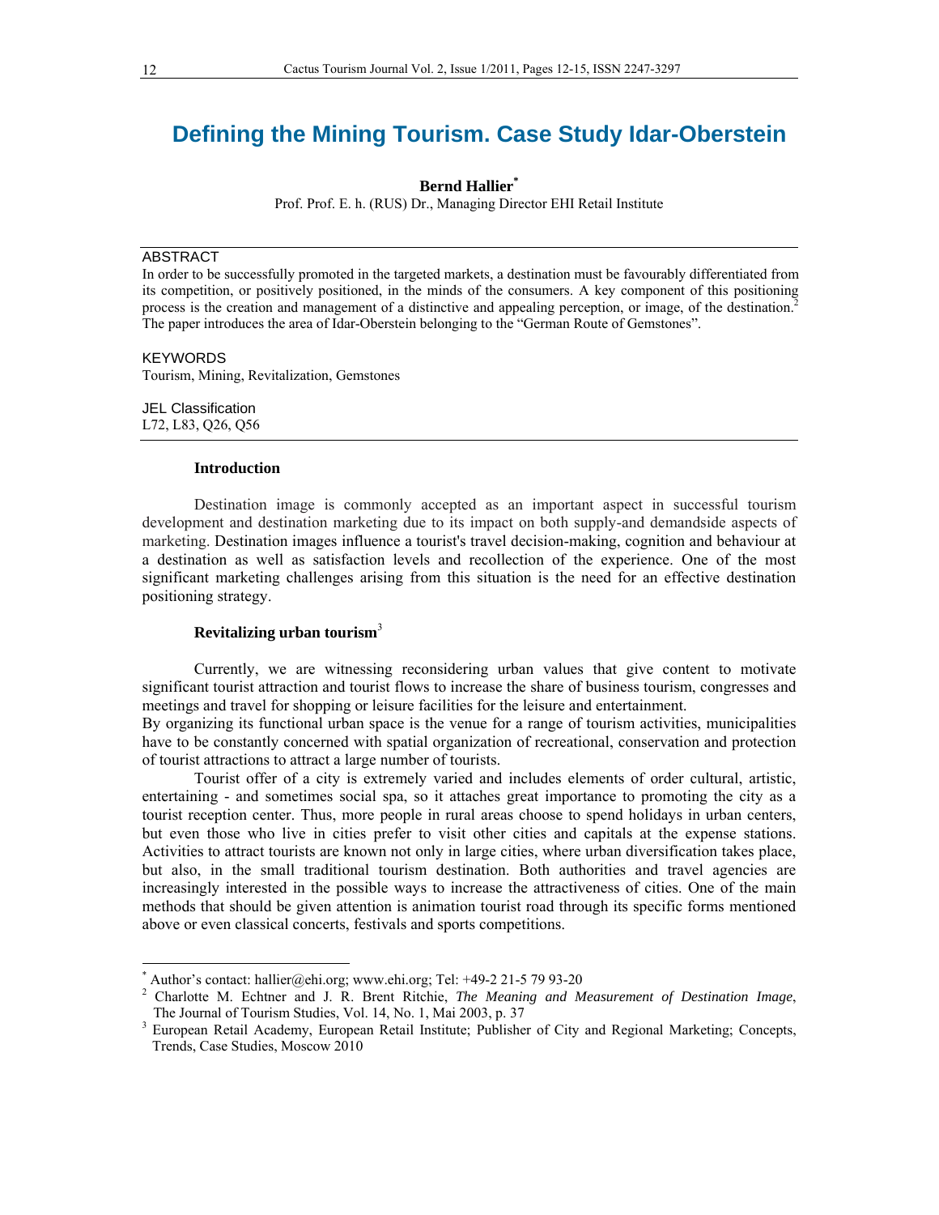# Defining the Mining Tourism. Case Study Idar-Oberstein

**Bernd Hallier**[*]

Prof. Prof. E. h. (RUS) Dr., Managing Director EHI Retail Institute

## ABSTRACT

In order to be successfully promoted in the targeted markets, a destination must be favourably differentiated from its competition, or positively positioned, in the minds of the consumers. A key component of this positioning process is the creation and management of a distinctive and appealing perception, or image, of the destination.[2] The paper introduces the area of Idar-Oberstein belonging to the "German Route of Gemstones".

## KEYWORDS

Tourism, Mining, Revitalization, Gemstones

## JEL Classification

L72, L83, Q26, Q56

### Introduction

Destination image is commonly accepted as an important aspect in successful tourism development and destination marketing due to its impact on both supply-and demandside aspects of marketing. Destination images influence a tourist's travel decision-making, cognition and behaviour at a destination as well as satisfaction levels and recollection of the experience. One of the most significant marketing challenges arising from this situation is the need for an effective destination positioning strategy.

### Revitalizing urban tourism[3]

Currently, we are witnessing reconsidering urban values that give content to motivate significant tourist attraction and tourist flows to increase the share of business tourism, congresses and meetings and travel for shopping or leisure facilities for the leisure and entertainment.

By organizing its functional urban space is the venue for a range of tourism activities, municipalities have to be constantly concerned with spatial organization of recreational, conservation and protection of tourist attractions to attract a large number of tourists.

Tourist offer of a city is extremely varied and includes elements of order cultural, artistic, entertaining - and sometimes social spa, so it attaches great importance to promoting the city as a tourist reception center. Thus, more people in rural areas choose to spend holidays in urban centers, but even those who live in cities prefer to visit other cities and capitals at the expense stations. Activities to attract tourists are known not only in large cities, where urban diversification takes place, but also, in the small traditional tourism destination. Both authorities and travel agencies are increasingly interested in the possible ways to increase the attractiveness of cities. One of the main methods that should be given attention is animation tourist road through its specific forms mentioned above or even classical concerts, festivals and sports competitions.

---

[*] Author's contact: hallier@ehi.org; www.ehi.org; Tel: +49-2 21-5 79 93-20

[2] Charlotte M. Echtner and J. R. Brent Ritchie, *The Meaning and Measurement of Destination Image*, The Journal of Tourism Studies, Vol. 14, No. 1, Mai 2003, p. 37

[3] European Retail Academy, European Retail Institute; Publisher of City and Regional Marketing; Concepts, Trends, Case Studies, Moscow 2010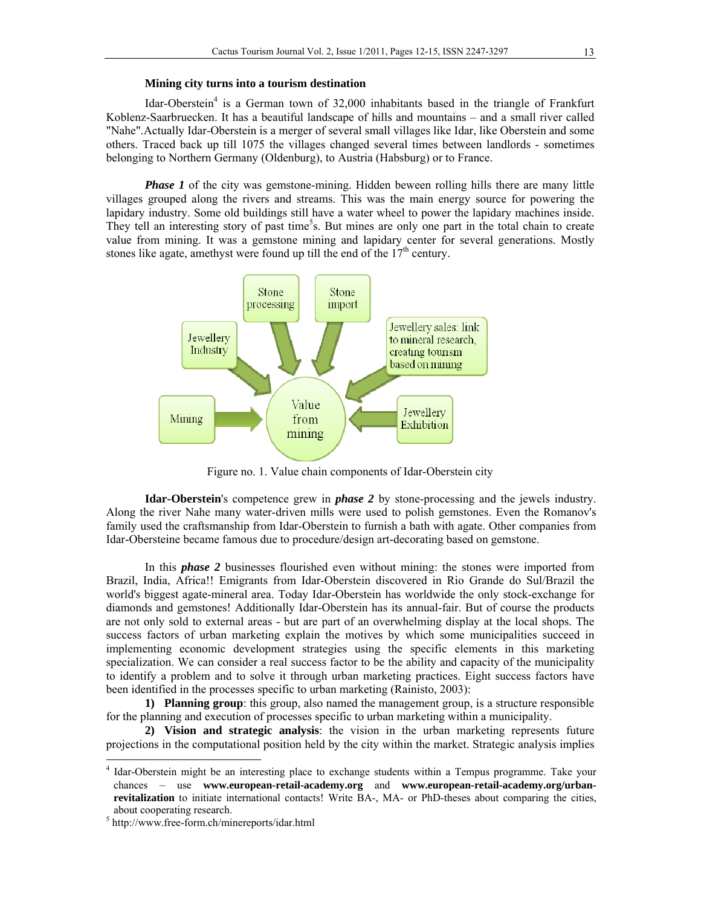**Mining city turns into a tourism destination**

Idar-Oberstein[4] is a German town of 32,000 inhabitants based in the triangle of Frankfurt Koblenz-Saarbruecken. It has a beautiful landscape of hills and mountains – and a small river called "Nahe".Actually Idar-Oberstein is a merger of several small villages like Idar, like Oberstein and some others. Traced back up till 1075 the villages changed several times between landlords - sometimes belonging to Northern Germany (Oldenburg), to Austria (Habsburg) or to France.

***Phase 1*** of the city was gemstone-mining. Hidden beween rolling hills there are many little villages grouped along the rivers and streams. This was the main energy source for powering the lapidary industry. Some old buildings still have a water wheel to power the lapidary machines inside. They tell an interesting story of past time[5]s. But mines are only one part in the total chain to create value from mining. It was a gemstone mining and lapidary center for several generations. Mostly stones like agate, amethyst were found up till the end of the 17th century.

Figure no. 1. Value chain components of Idar-Oberstein city

**Idar-Oberstein**'s competence grew in ***phase 2*** by stone-processing and the jewels industry. Along the river Nahe many water-driven mills were used to polish gemstones. Even the Romanov's family used the craftsmanship from Idar-Oberstein to furnish a bath with agate. Other companies from Idar-Obersteine became famous due to procedure/design art-decorating based on gemstone.

In this ***phase 2*** businesses flourished even without mining: the stones were imported from Brazil, India, Africa!! Emigrants from Idar-Oberstein discovered in Rio Grande do Sul/Brazil the world's biggest agate-mineral area. Today Idar-Oberstein has worldwide the only stock-exchange for diamonds and gemstones! Additionally Idar-Oberstein has its annual-fair. But of course the products are not only sold to external areas - but are part of an overwhelming display at the local shops. The success factors of urban marketing explain the motives by which some municipalities succeed in implementing economic development strategies using the specific elements in this marketing specialization. We can consider a real success factor to be the ability and capacity of the municipality to identify a problem and to solve it through urban marketing practices. Eight success factors have been identified in the processes specific to urban marketing (Rainisto, 2003):

**1) Planning group**: this group, also named the management group, is a structure responsible for the planning and execution of processes specific to urban marketing within a municipality.

**2) Vision and strategic analysis**: the vision in the urban marketing represents future projections in the computational position held by the city within the market. Strategic analysis implies

---

[4] Idar-Oberstein might be an interesting place to exchange students within a Tempus programme. Take your chances – use **www.european-retail-academy.org** and **www.european-retail-academy.org/urban-revitalization** to initiate international contacts! Write BA-, MA- or PhD-theses about comparing the cities, about cooperating research.

[5] http://www.free-form.ch/minereports/idar.html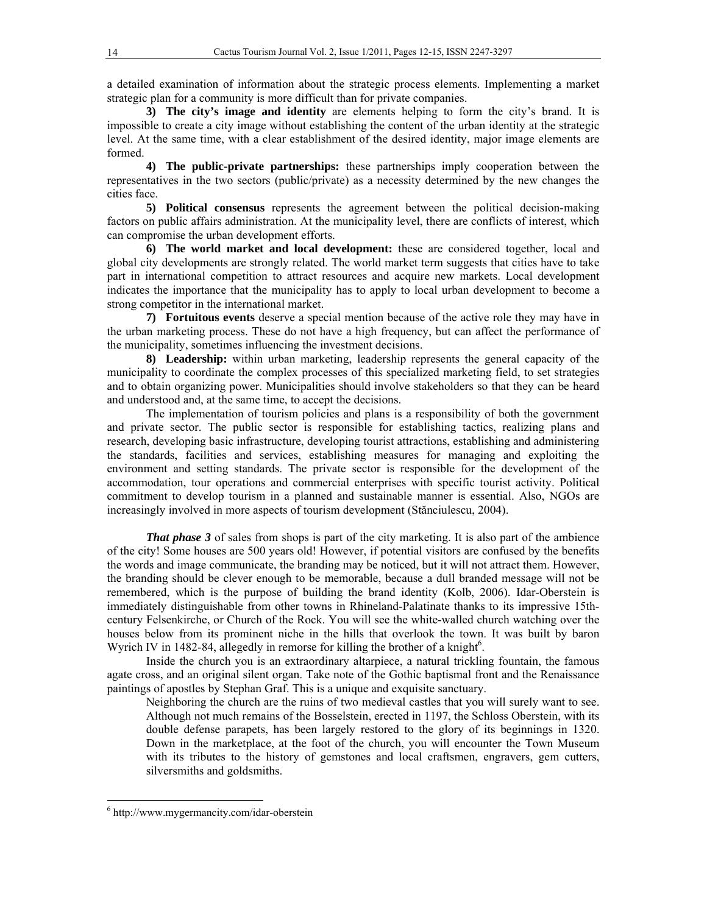a detailed examination of information about the strategic process elements. Implementing a market strategic plan for a community is more difficult than for private companies.

**3) The city's image and identity** are elements helping to form the city's brand. It is impossible to create a city image without establishing the content of the urban identity at the strategic level. At the same time, with a clear establishment of the desired identity, major image elements are formed.

**4) The public-private partnerships:** these partnerships imply cooperation between the representatives in the two sectors (public/private) as a necessity determined by the new changes the cities face.

**5) Political consensus** represents the agreement between the political decision-making factors on public affairs administration. At the municipality level, there are conflicts of interest, which can compromise the urban development efforts.

**6) The world market and local development:** these are considered together, local and global city developments are strongly related. The world market term suggests that cities have to take part in international competition to attract resources and acquire new markets. Local development indicates the importance that the municipality has to apply to local urban development to become a strong competitor in the international market.

**7) Fortuitous events** deserve a special mention because of the active role they may have in the urban marketing process. These do not have a high frequency, but can affect the performance of the municipality, sometimes influencing the investment decisions.

**8) Leadership:** within urban marketing, leadership represents the general capacity of the municipality to coordinate the complex processes of this specialized marketing field, to set strategies and to obtain organizing power. Municipalities should involve stakeholders so that they can be heard and understood and, at the same time, to accept the decisions.

The implementation of tourism policies and plans is a responsibility of both the government and private sector. The public sector is responsible for establishing tactics, realizing plans and research, developing basic infrastructure, developing tourist attractions, establishing and administering the standards, facilities and services, establishing measures for managing and exploiting the environment and setting standards. The private sector is responsible for the development of the accommodation, tour operations and commercial enterprises with specific tourist activity. Political commitment to develop tourism in a planned and sustainable manner is essential. Also, NGOs are increasingly involved in more aspects of tourism development (Stănciulescu, 2004).

***That phase 3*** of sales from shops is part of the city marketing. It is also part of the ambience of the city! Some houses are 500 years old! However, if potential visitors are confused by the benefits the words and image communicate, the branding may be noticed, but it will not attract them. However, the branding should be clever enough to be memorable, because a dull branded message will not be remembered, which is the purpose of building the brand identity (Kolb, 2006). Idar-Oberstein is immediately distinguishable from other towns in Rhineland-Palatinate thanks to its impressive 15th-century Felsenkirche, or Church of the Rock. You will see the white-walled church watching over the houses below from its prominent niche in the hills that overlook the town. It was built by baron Wyrich IV in 1482-84, allegedly in remorse for killing the brother of a knight[6].

Inside the church you is an extraordinary altarpiece, a natural trickling fountain, the famous agate cross, and an original silent organ. Take note of the Gothic baptismal front and the Renaissance paintings of apostles by Stephan Graf. This is a unique and exquisite sanctuary.

> Neighboring the church are the ruins of two medieval castles that you will surely want to see. Although not much remains of the Bosselstein, erected in 1197, the Schloss Oberstein, with its double defense parapets, has been largely restored to the glory of its beginnings in 1320. Down in the marketplace, at the foot of the church, you will encounter the Town Museum with its tributes to the history of gemstones and local craftsmen, engravers, gem cutters, silversmiths and goldsmiths.

---

[6] http://www.mygermancity.com/idar-oberstein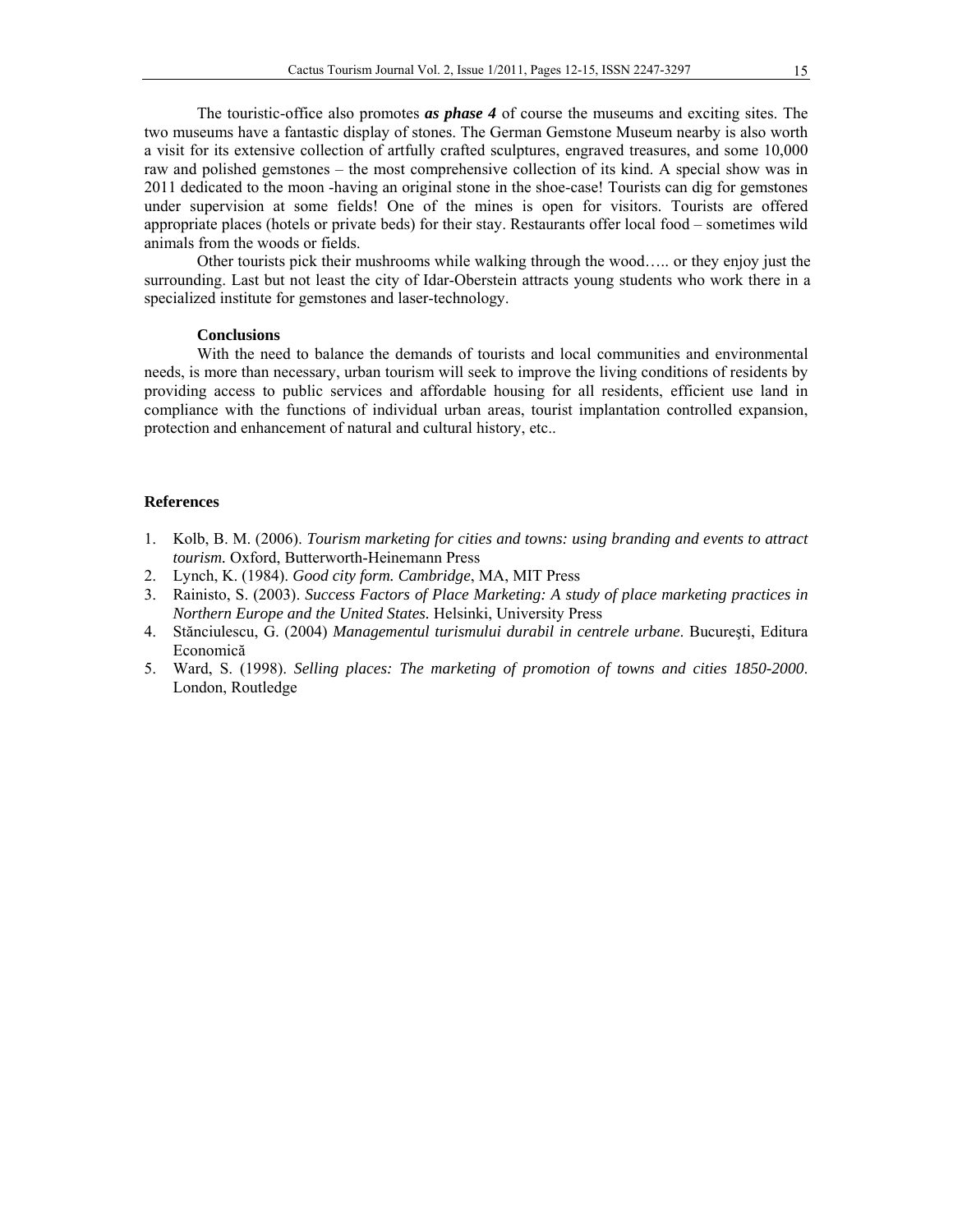The touristic-office also promotes ***as phase 4*** of course the museums and exciting sites. The two museums have a fantastic display of stones. The German Gemstone Museum nearby is also worth a visit for its extensive collection of artfully crafted sculptures, engraved treasures, and some 10,000 raw and polished gemstones – the most comprehensive collection of its kind. A special show was in 2011 dedicated to the moon -having an original stone in the shoe-case! Tourists can dig for gemstones under supervision at some fields! One of the mines is open for visitors. Tourists are offered appropriate places (hotels or private beds) for their stay. Restaurants offer local food – sometimes wild animals from the woods or fields.

Other tourists pick their mushrooms while walking through the wood….. or they enjoy just the surrounding. Last but not least the city of Idar-Oberstein attracts young students who work there in a specialized institute for gemstones and laser-technology.

### Conclusions

With the need to balance the demands of tourists and local communities and environmental needs, is more than necessary, urban tourism will seek to improve the living conditions of residents by providing access to public services and affordable housing for all residents, efficient use land in compliance with the functions of individual urban areas, tourist implantation controlled expansion, protection and enhancement of natural and cultural history, etc..

## References

1. Kolb, B. M. (2006). *Tourism marketing for cities and towns: using branding and events to attract tourism.* Oxford, Butterworth-Heinemann Press
2. Lynch, K. (1984). *Good city form. Cambridge*, MA, MIT Press
3. Rainisto, S. (2003). *Success Factors of Place Marketing: A study of place marketing practices in Northern Europe and the United States.* Helsinki, University Press
4. Stănciulescu, G. (2004) *Managementul turismului durabil in centrele urbane*. Bucureşti, Editura Economică
5. Ward, S. (1998). *Selling places: The marketing of promotion of towns and cities 1850-2000*. London, Routledge